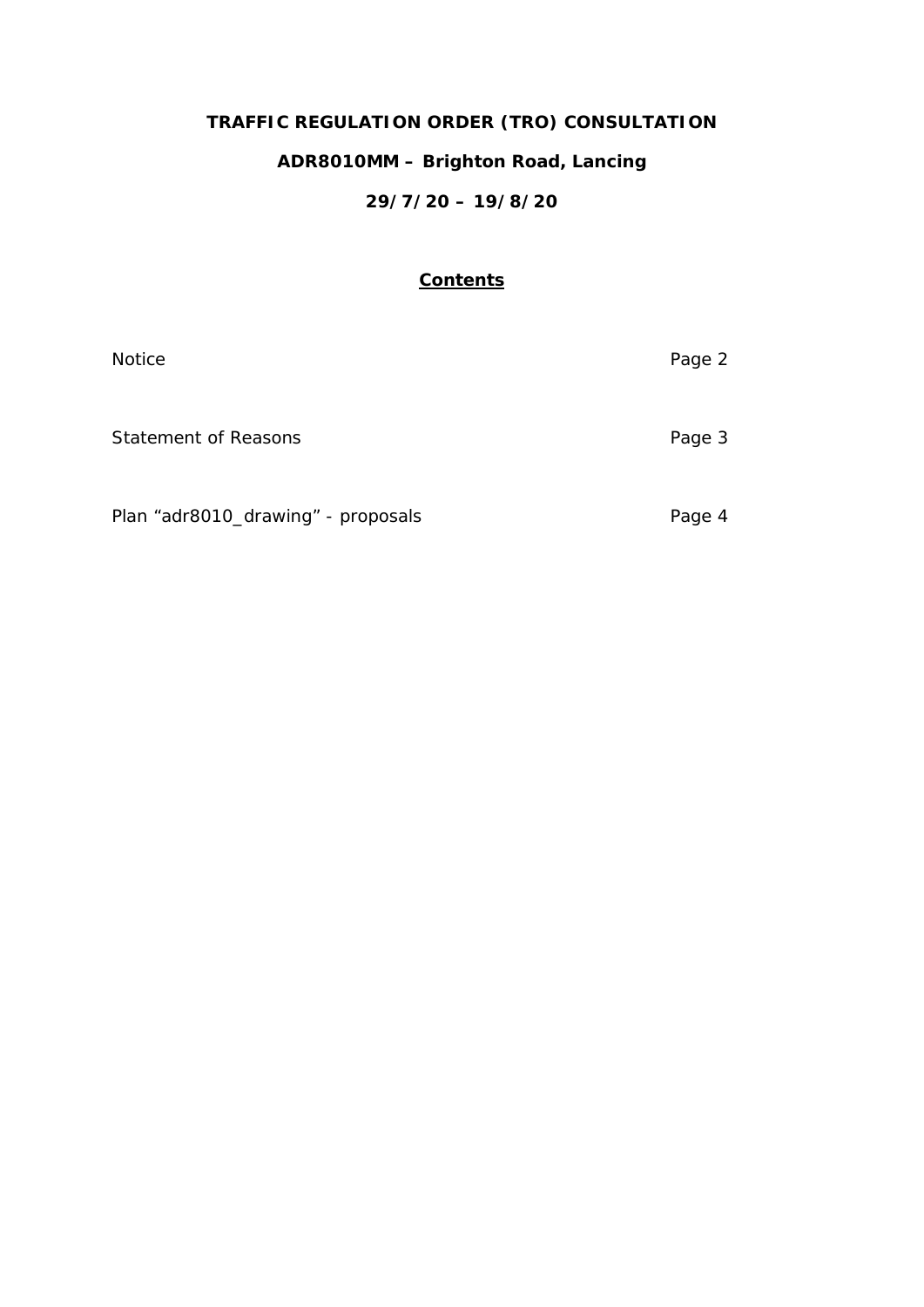# TRAFFIC REGULATION ORDER (TRO) CONSULTATION

## ADR8010MM – Brighton Road, Lancing

## 29/7/20 – 19/8/20

**Contents**

| | |
|---|---|
| Notice | Page 2 |
| Statement of Reasons | Page 3 |
| Plan “adr8010_drawing” - proposals | Page 4 |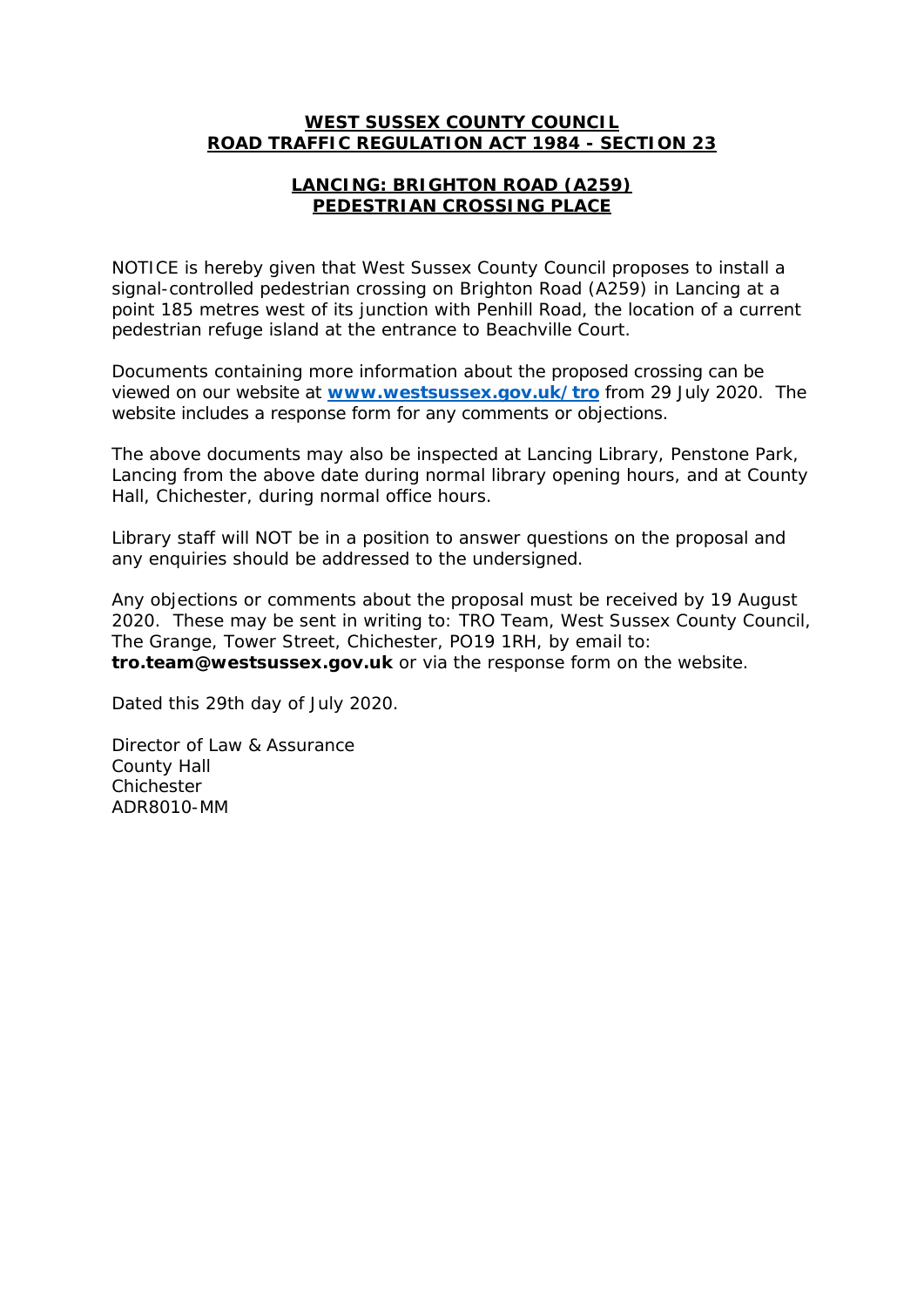**WEST SUSSEX COUNTY COUNCIL**
**ROAD TRAFFIC REGULATION ACT 1984 - SECTION 23**

**LANCING: BRIGHTON ROAD (A259)**
**PEDESTRIAN CROSSING PLACE**

NOTICE is hereby given that West Sussex County Council proposes to install a signal-controlled pedestrian crossing on Brighton Road (A259) in Lancing at a point 185 metres west of its junction with Penhill Road, the location of a current pedestrian refuge island at the entrance to Beachville Court.

Documents containing more information about the proposed crossing can be viewed on our website at **[www.westsussex.gov.uk/tro](http://www.westsussex.gov.uk/tro)** from 29 July 2020. The website includes a response form for any comments or objections.

The above documents may also be inspected at Lancing Library, Penstone Park, Lancing from the above date during normal library opening hours, and at County Hall, Chichester, during normal office hours.

Library staff will NOT be in a position to answer questions on the proposal and any enquiries should be addressed to the undersigned.

Any objections or comments about the proposal must be received by 19 August 2020. These may be sent in writing to: TRO Team, West Sussex County Council, The Grange, Tower Street, Chichester, PO19 1RH, by email to: **tro.team@westsussex.gov.uk** or via the response form on the website.

Dated this 29th day of July 2020.

Director of Law & Assurance
County Hall
Chichester
ADR8010-MM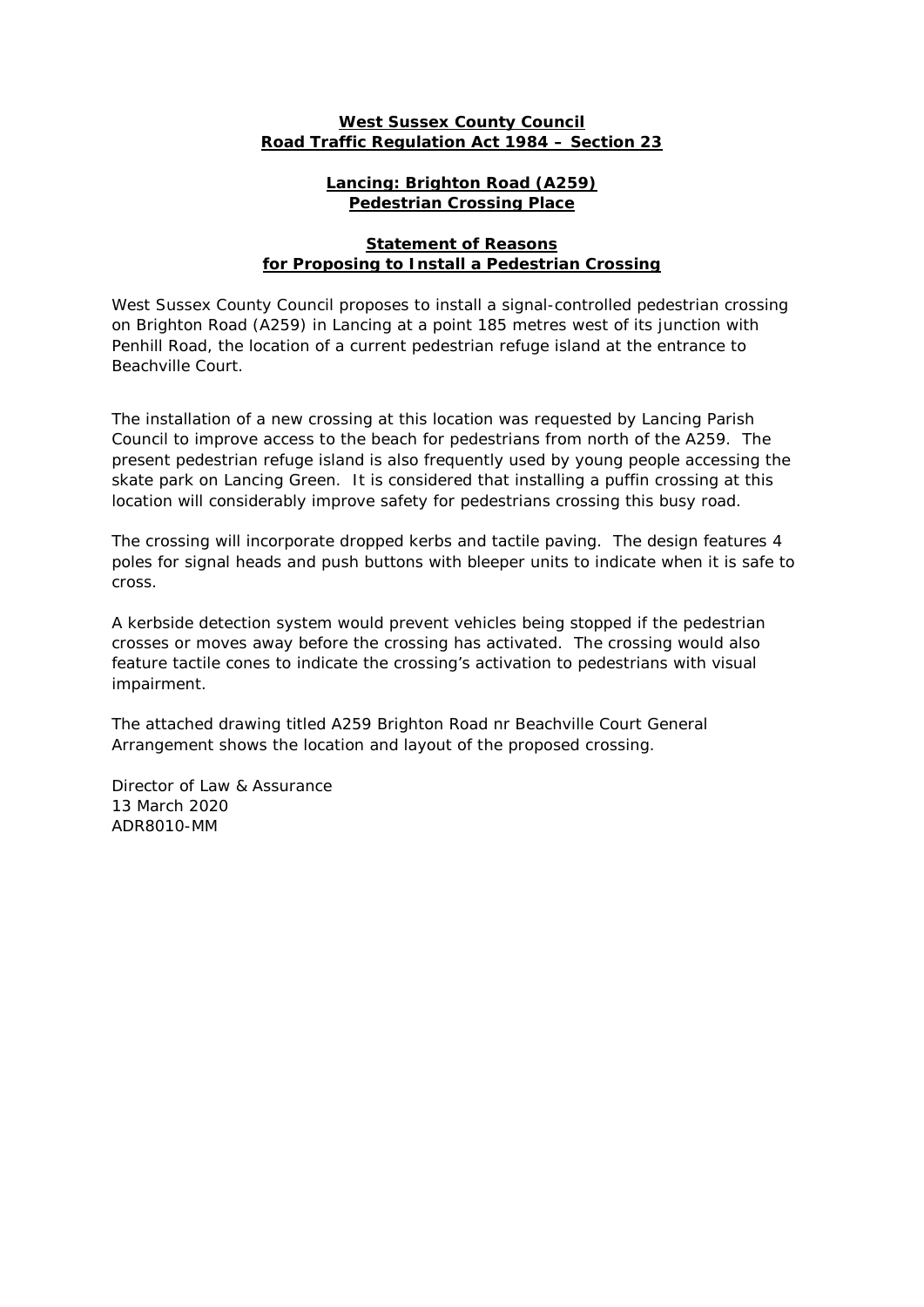**West Sussex County Council**
**Road Traffic Regulation Act 1984 – Section 23**

**Lancing: Brighton Road (A259)**
**Pedestrian Crossing Place**

**Statement of Reasons**
**for Proposing to Install a Pedestrian Crossing**

West Sussex County Council proposes to install a signal-controlled pedestrian crossing on Brighton Road (A259) in Lancing at a point 185 metres west of its junction with Penhill Road, the location of a current pedestrian refuge island at the entrance to Beachville Court.

The installation of a new crossing at this location was requested by Lancing Parish Council to improve access to the beach for pedestrians from north of the A259. The present pedestrian refuge island is also frequently used by young people accessing the skate park on Lancing Green. It is considered that installing a puffin crossing at this location will considerably improve safety for pedestrians crossing this busy road.

The crossing will incorporate dropped kerbs and tactile paving. The design features 4 poles for signal heads and push buttons with bleeper units to indicate when it is safe to cross.

A kerbside detection system would prevent vehicles being stopped if the pedestrian crosses or moves away before the crossing has activated. The crossing would also feature tactile cones to indicate the crossing's activation to pedestrians with visual impairment.

The attached drawing titled A259 Brighton Road nr Beachville Court General Arrangement shows the location and layout of the proposed crossing.

Director of Law & Assurance
13 March 2020
ADR8010-MM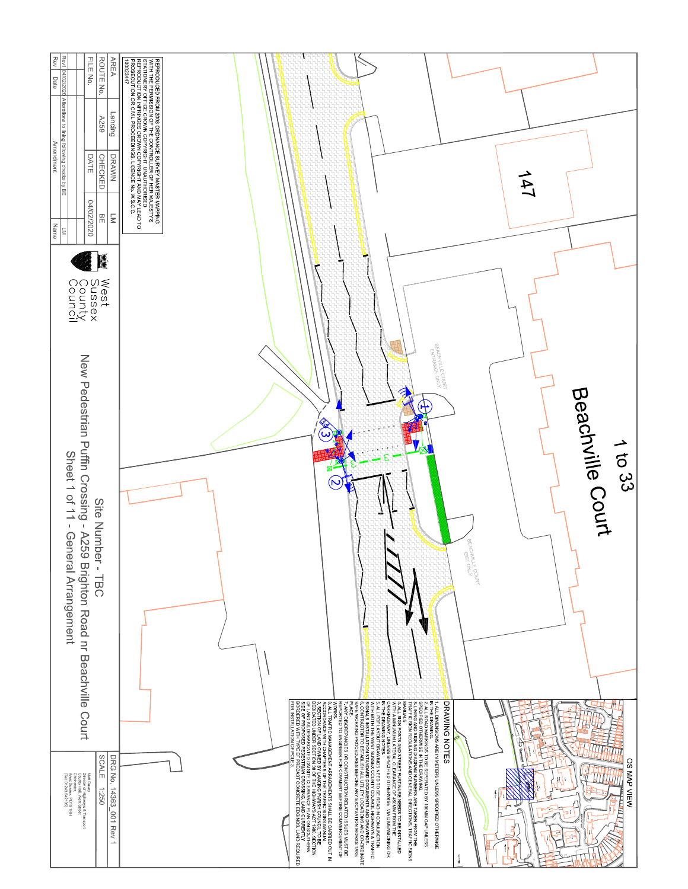REPRODUCED FROM 2008 ORDNANCE SURVEY MASTER MAPPING WITH THE PERMISSION OF THE CONTROLLER OF HER MAJESTY'S STATIONERY OFFICE CROWN COPYRIGHT. UNAUTHORISED REPRODUCTION INFRINGES CROWN COPYRIGHT AND MAY LEAD TO PROSECUTION OR CIVIL PROCEEDINGS. LICENCE No. W.S.C.C. 100023447

| | | | |
|---|---|---|---|
| AREA | Lancing | DRAWN | LM |
| ROUTE No. | A259 | CHECKED | BE |
| FILE No. | | DATE | 04/02/2020 |

| Rev | Date | Amendment | Name |
|---|---|---|---|
| Rev1 | 04/02/2020 | Alterations to lining following checks by BE | LM |

West Sussex County Council

Site Number - TBC

New Pedestrian Puffin Crossing - A259 Brighton Road nr Beachville Court

Sheet 1 of 11 - General Arrangement

147

1 to 33 Beachville Court

BEACHVILLE COURT ENTRANCE ONLY

BEACHVILLE COURT EXIT ONLY

OS MAP VIEW

## DRAWING NOTES

1. ALL DIMENSIONS ARE IN METERS UNLESS SPECIFIED OTHERWISE IN THE DRAWING.
2. ALL ROAD MARKINGS TO BE SEPERATED BY 100MM GAP UNLESS SPECIFIED OTHERWISE IN THE DRAWING.
3. LINING AND SIGNING DIAGRAM NUMBERS ARE TAKEN FROM THE TRAFFIC SIGN REGULATIONS AND GENERAL DIRECTIONS, TRAFFIC SIGNS MANUAL 5.
4. ALL SIGN POSTS AND STREET FURNITURE NEEDS TO BE INSTALLED WITH A MINIMUM LATERAL CLEARANCE OF 450MM FROM THE CARRIAGEWAY UNLESS SPECIFIED OTHERWISE VIA DIMENSIONING OR IN THE DRAWING NOTES.
5. ALL PDF LAYOUT DRAWINGS NEED TO BE READ IN CONJUNCTION WITH BOTH THE WEST SUSSEX COUNTY COUNCIL HIGHWAYS & TRAFFIC SIGNALS INSTALLATION STANDARD DOCUMENTS AND DRAWINGS.
6. CONTRACTOR TO ESTABLISH ALL UTILITY LOCATIONS AND CO-ORDINATE SAFE WORKING PROCEDURES BEFORE ANY EXCAVATION WORKS TAKE PLACE.
7. ANY DISCREPANCIES OR CONSTRUCTION RELATED ISSUES MUST BE REPORTED TO ENGINEER FOR COMMENT BEFORE COMMENCEMENT OF WORKS.
8. ALL TRAFFIC MANAGEMENT ARRANGEMENTS SHALL BE CARRIED OUT IN ACCORDANCE WITH CHAPTER 8 OF THE TRAFFIC SIGNS MANUAL.
9. SECTION OF LAND OWNED BY LANCING PARISH COUNCIL TO BE DEDICATED UNDER SECTION 38 OF THE HIGHWAYS ACT 1980. SECTION OF LAND AS DEMARCATED ON SITE. CLEARANCE PLAN ON SOUTHERN SIDE OF PROPOSED PEDESTRIAN CROSSING. LAND CURRENTLY BORDERED WITH TYPE 'B' PRECAST CONCRETE EDGINGS. LAND REQUIRED FOR INSTALLATION OF POLE 3.

DRG No. 14363_001 Rev 1

SCALE 1:250

Matt Davey
Director of Highways & Transport
County Hall West Street
Chichester
West Sussex, PO19 1RH
(Tel: 01243 642105)